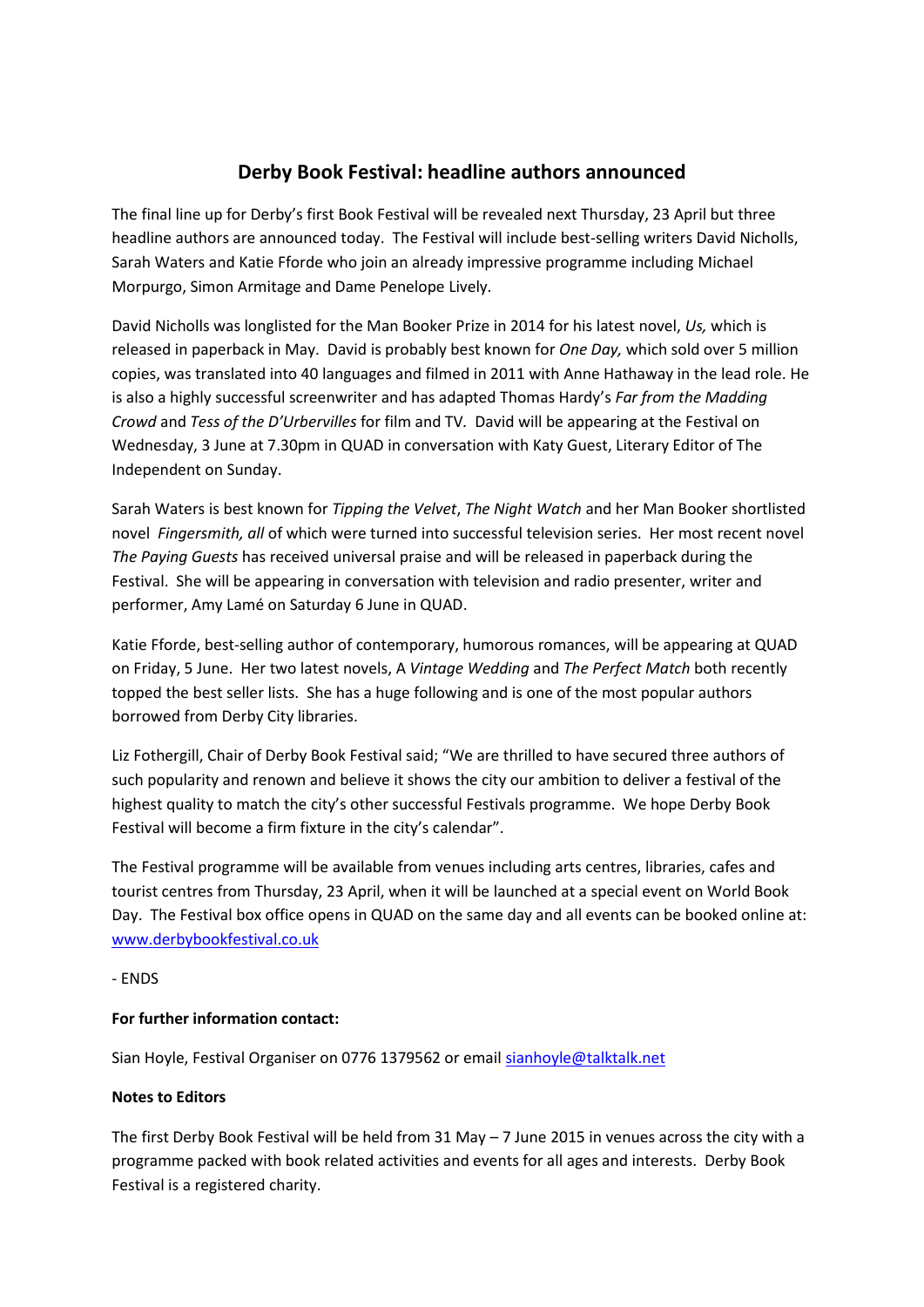# Derby Book Festival: headline authors announced

The final line up for Derby's first Book Festival will be revealed next Thursday, 23 April but three headline authors are announced today. The Festival will include best-selling writers David Nicholls, Sarah Waters and Katie Fforde who join an already impressive programme including Michael Morpurgo, Simon Armitage and Dame Penelope Lively.

David Nicholls was longlisted for the Man Booker Prize in 2014 for his latest novel, *Us,* which is released in paperback in May. David is probably best known for *One Day,* which sold over 5 million copies, was translated into 40 languages and filmed in 2011 with Anne Hathaway in the lead role. He is also a highly successful screenwriter and has adapted Thomas Hardy's *Far from the Madding Crowd* and *Tess of the D'Urbervilles* for film and TV. David will be appearing at the Festival on Wednesday, 3 June at 7.30pm in QUAD in conversation with Katy Guest, Literary Editor of The Independent on Sunday.

Sarah Waters is best known for *Tipping the Velvet*, *The Night Watch* and her Man Booker shortlisted novel *Fingersmith, all* of which were turned into successful television series. Her most recent novel *The Paying Guests* has received universal praise and will be released in paperback during the Festival. She will be appearing in conversation with television and radio presenter, writer and performer, Amy Lamé on Saturday 6 June in QUAD.

Katie Fforde, best-selling author of contemporary, humorous romances, will be appearing at QUAD on Friday, 5 June. Her two latest novels, A *Vintage Wedding* and *The Perfect Match* both recently topped the best seller lists. She has a huge following and is one of the most popular authors borrowed from Derby City libraries.

Liz Fothergill, Chair of Derby Book Festival said; "We are thrilled to have secured three authors of such popularity and renown and believe it shows the city our ambition to deliver a festival of the highest quality to match the city's other successful Festivals programme. We hope Derby Book Festival will become a firm fixture in the city's calendar".

The Festival programme will be available from venues including arts centres, libraries, cafes and tourist centres from Thursday, 23 April, when it will be launched at a special event on World Book Day. The Festival box office opens in QUAD on the same day and all events can be booked online at: www.derbybookfestival.co.uk

- ENDS

**For further information contact:**

Sian Hoyle, Festival Organiser on 0776 1379562 or email sianhoyle@talktalk.net

**Notes to Editors**

The first Derby Book Festival will be held from 31 May – 7 June 2015 in venues across the city with a programme packed with book related activities and events for all ages and interests. Derby Book Festival is a registered charity.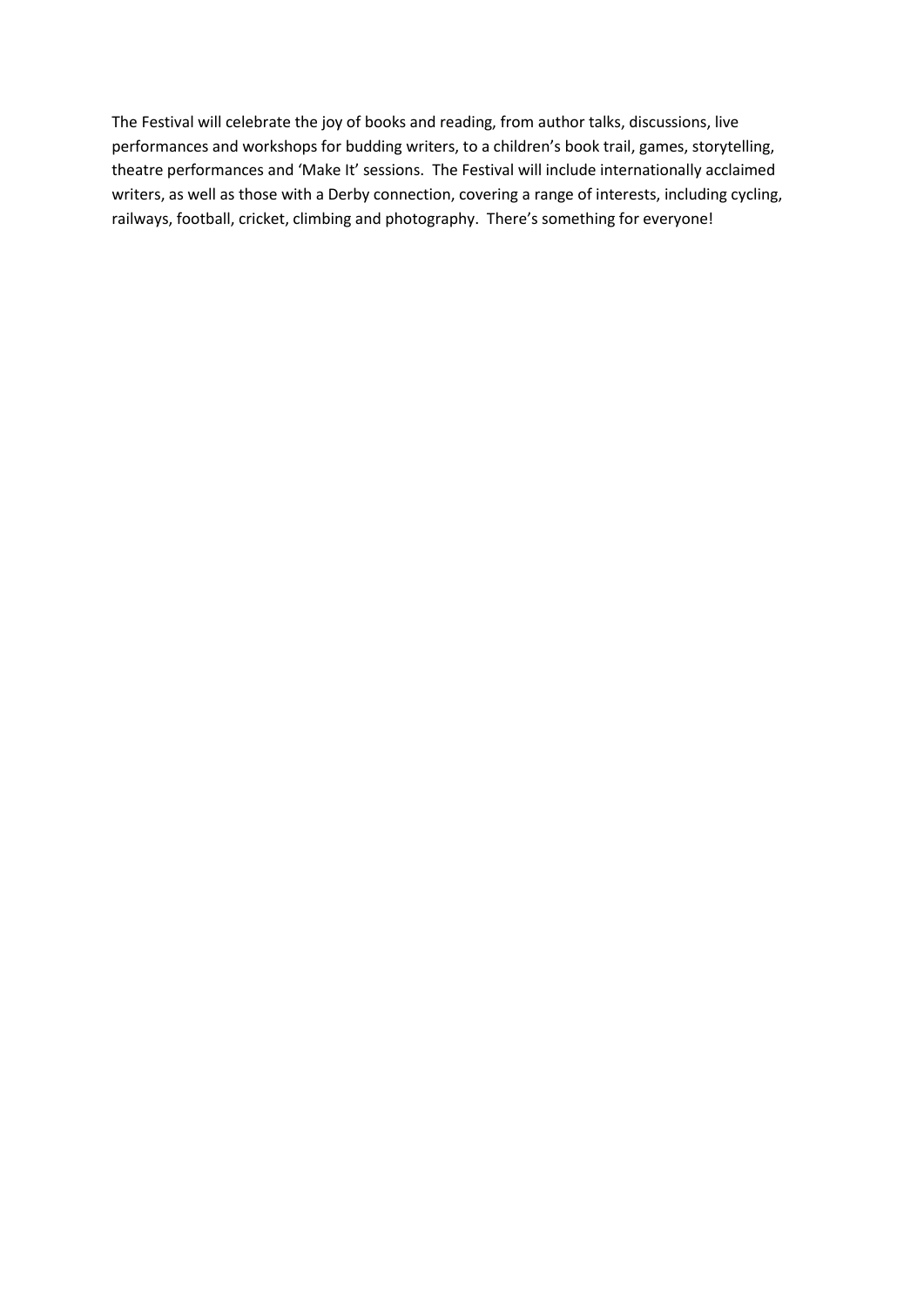The Festival will celebrate the joy of books and reading, from author talks, discussions, live performances and workshops for budding writers, to a children's book trail, games, storytelling, theatre performances and 'Make It' sessions.  The Festival will include internationally acclaimed writers, as well as those with a Derby connection, covering a range of interests, including cycling, railways, football, cricket, climbing and photography.  There's something for everyone!